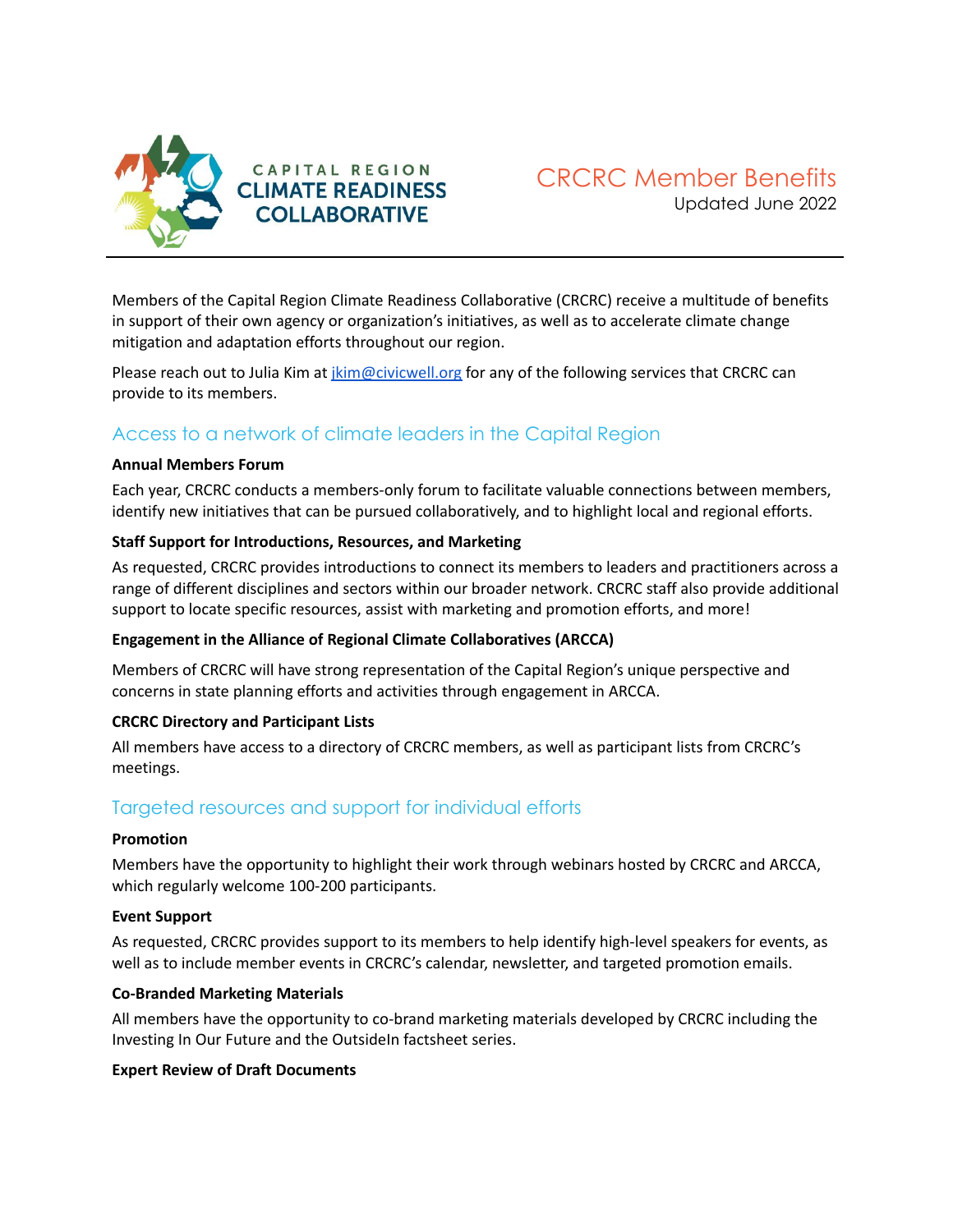CAPITAL REGION CLIMATE READINESS COLLABORATIVE

# CRCRC Member Benefits

Updated June 2022

Members of the Capital Region Climate Readiness Collaborative (CRCRC) receive a multitude of benefits in support of their own agency or organization's initiatives, as well as to accelerate climate change mitigation and adaptation efforts throughout our region.

Please reach out to Julia Kim at [jkim@civicwell.org](mailto:jkim@civicwell.org) for any of the following services that CRCRC can provide to its members.

## Access to a network of climate leaders in the Capital Region

**Annual Members Forum**

Each year, CRCRC conducts a members-only forum to facilitate valuable connections between members, identify new initiatives that can be pursued collaboratively, and to highlight local and regional efforts.

**Staff Support for Introductions, Resources, and Marketing**

As requested, CRCRC provides introductions to connect its members to leaders and practitioners across a range of different disciplines and sectors within our broader network. CRCRC staff also provide additional support to locate specific resources, assist with marketing and promotion efforts, and more!

**Engagement in the Alliance of Regional Climate Collaboratives (ARCCA)**

Members of CRCRC will have strong representation of the Capital Region's unique perspective and concerns in state planning efforts and activities through engagement in ARCCA.

**CRCRC Directory and Participant Lists**

All members have access to a directory of CRCRC members, as well as participant lists from CRCRC's meetings.

## Targeted resources and support for individual efforts

**Promotion**

Members have the opportunity to highlight their work through webinars hosted by CRCRC and ARCCA, which regularly welcome 100-200 participants.

**Event Support**

As requested, CRCRC provides support to its members to help identify high-level speakers for events, as well as to include member events in CRCRC's calendar, newsletter, and targeted promotion emails.

**Co-Branded Marketing Materials**

All members have the opportunity to co-brand marketing materials developed by CRCRC including the Investing In Our Future and the OutsideIn factsheet series.

**Expert Review of Draft Documents**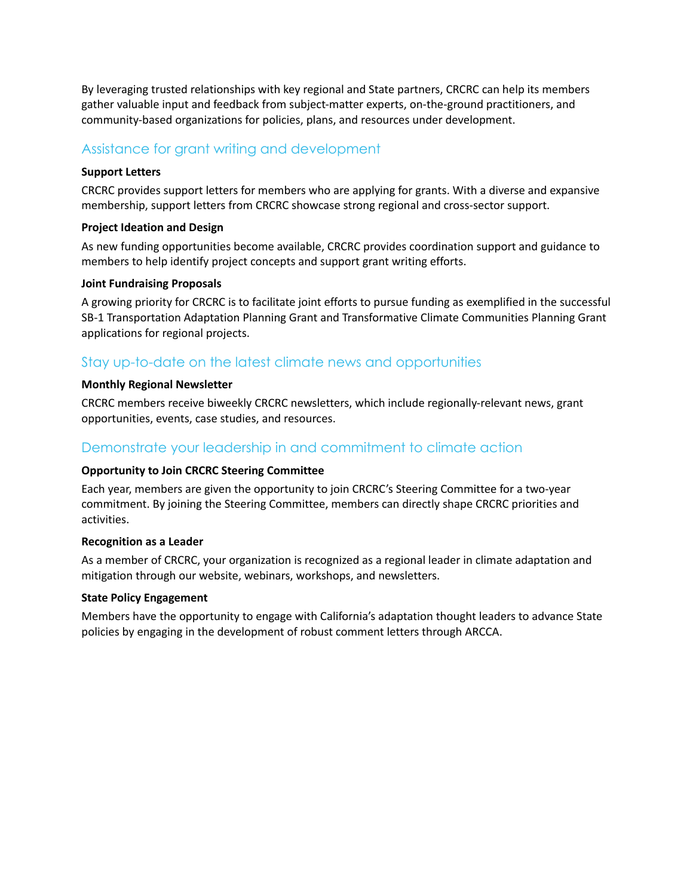By leveraging trusted relationships with key regional and State partners, CRCRC can help its members gather valuable input and feedback from subject-matter experts, on-the-ground practitioners, and community-based organizations for policies, plans, and resources under development.

## Assistance for grant writing and development

**Support Letters**

CRCRC provides support letters for members who are applying for grants. With a diverse and expansive membership, support letters from CRCRC showcase strong regional and cross-sector support.

**Project Ideation and Design**

As new funding opportunities become available, CRCRC provides coordination support and guidance to members to help identify project concepts and support grant writing efforts.

**Joint Fundraising Proposals**

A growing priority for CRCRC is to facilitate joint efforts to pursue funding as exemplified in the successful SB-1 Transportation Adaptation Planning Grant and Transformative Climate Communities Planning Grant applications for regional projects.

## Stay up-to-date on the latest climate news and opportunities

**Monthly Regional Newsletter**

CRCRC members receive biweekly CRCRC newsletters, which include regionally-relevant news, grant opportunities, events, case studies, and resources.

## Demonstrate your leadership in and commitment to climate action

**Opportunity to Join CRCRC Steering Committee**

Each year, members are given the opportunity to join CRCRC's Steering Committee for a two-year commitment. By joining the Steering Committee, members can directly shape CRCRC priorities and activities.

**Recognition as a Leader**

As a member of CRCRC, your organization is recognized as a regional leader in climate adaptation and mitigation through our website, webinars, workshops, and newsletters.

**State Policy Engagement**

Members have the opportunity to engage with California's adaptation thought leaders to advance State policies by engaging in the development of robust comment letters through ARCCA.